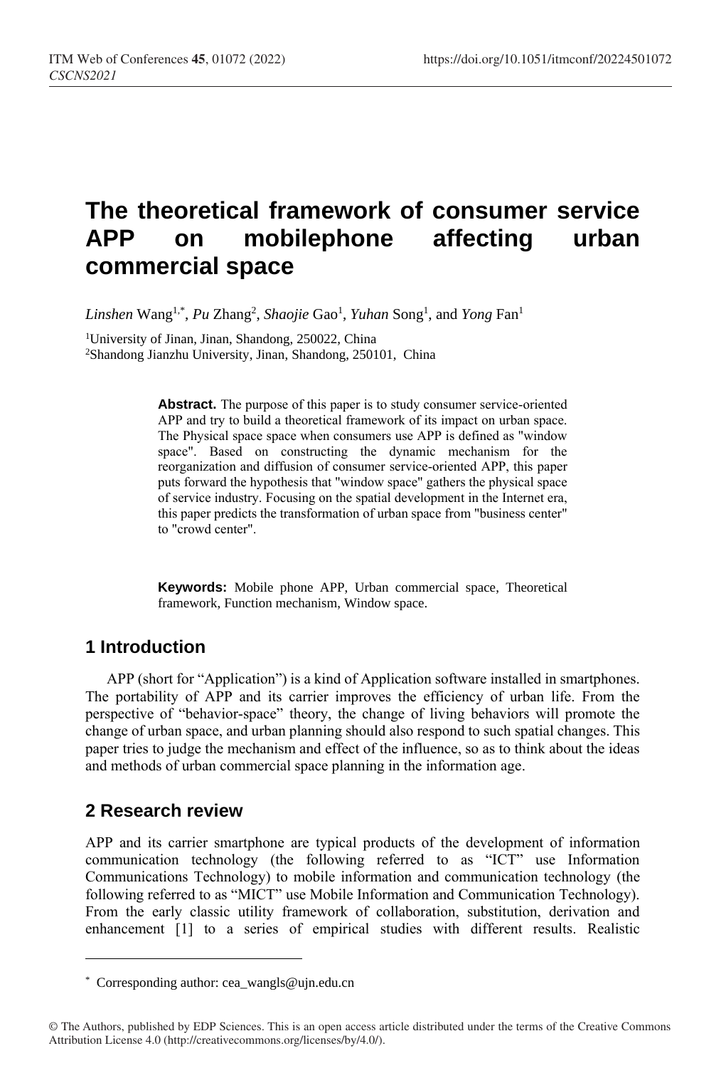# The theoretical framework of consumer service APP on mobilephone affecting urban commercial space

*Linshen* Wang[1,*], *Pu* Zhang[2], *Shaojie* Gao[1], *Yuhan* Song[1], and *Yong* Fan[1]

[1]University of Jinan, Jinan, Shandong, 250022, China
[2]Shandong Jianzhu University, Jinan, Shandong, 250101, China

**Abstract.** The purpose of this paper is to study consumer service-oriented APP and try to build a theoretical framework of its impact on urban space. The Physical space space when consumers use APP is defined as "window space". Based on constructing the dynamic mechanism for the reorganization and diffusion of consumer service-oriented APP, this paper puts forward the hypothesis that "window space" gathers the physical space of service industry. Focusing on the spatial development in the Internet era, this paper predicts the transformation of urban space from "business center" to "crowd center".

**Keywords:** Mobile phone APP, Urban commercial space, Theoretical framework, Function mechanism, Window space.

## 1 Introduction

APP (short for "Application") is a kind of Application software installed in smartphones. The portability of APP and its carrier improves the efficiency of urban life. From the perspective of "behavior-space" theory, the change of living behaviors will promote the change of urban space, and urban planning should also respond to such spatial changes. This paper tries to judge the mechanism and effect of the influence, so as to think about the ideas and methods of urban commercial space planning in the information age.

## 2 Research review

APP and its carrier smartphone are typical products of the development of information communication technology (the following referred to as "ICT" use Information Communications Technology) to mobile information and communication technology (the following referred to as "MICT" use Mobile Information and Communication Technology). From the early classic utility framework of collaboration, substitution, derivation and enhancement [1] to a series of empirical studies with different results. Realistic

* Corresponding author: cea_wangls@ujn.edu.cn

© The Authors, published by EDP Sciences. This is an open access article distributed under the terms of the Creative Commons Attribution License 4.0 (http://creativecommons.org/licenses/by/4.0/).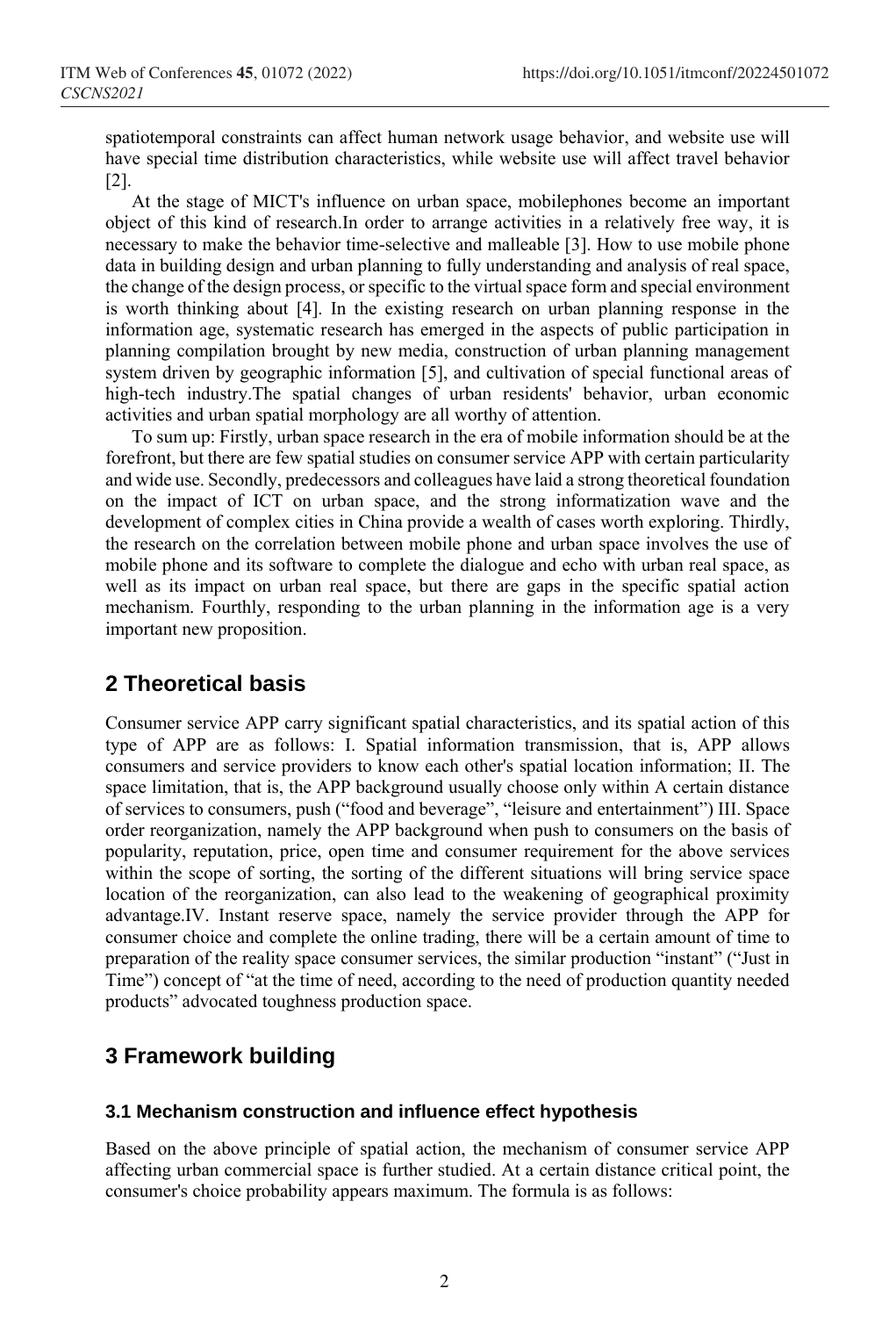spatiotemporal constraints can affect human network usage behavior, and website use will have special time distribution characteristics, while website use will affect travel behavior [2].

At the stage of MICT's influence on urban space, mobilephones become an important object of this kind of research.In order to arrange activities in a relatively free way, it is necessary to make the behavior time-selective and malleable [3]. How to use mobile phone data in building design and urban planning to fully understanding and analysis of real space, the change of the design process, or specific to the virtual space form and special environment is worth thinking about [4]. In the existing research on urban planning response in the information age, systematic research has emerged in the aspects of public participation in planning compilation brought by new media, construction of urban planning management system driven by geographic information [5], and cultivation of special functional areas of high-tech industry.The spatial changes of urban residents' behavior, urban economic activities and urban spatial morphology are all worthy of attention.

To sum up: Firstly, urban space research in the era of mobile information should be at the forefront, but there are few spatial studies on consumer service APP with certain particularity and wide use. Secondly, predecessors and colleagues have laid a strong theoretical foundation on the impact of ICT on urban space, and the strong informatization wave and the development of complex cities in China provide a wealth of cases worth exploring. Thirdly, the research on the correlation between mobile phone and urban space involves the use of mobile phone and its software to complete the dialogue and echo with urban real space, as well as its impact on urban real space, but there are gaps in the specific spatial action mechanism. Fourthly, responding to the urban planning in the information age is a very important new proposition.

## 2 Theoretical basis

Consumer service APP carry significant spatial characteristics, and its spatial action of this type of APP are as follows: I. Spatial information transmission, that is, APP allows consumers and service providers to know each other's spatial location information; II. The space limitation, that is, the APP background usually choose only within A certain distance of services to consumers, push ("food and beverage", "leisure and entertainment") III. Space order reorganization, namely the APP background when push to consumers on the basis of popularity, reputation, price, open time and consumer requirement for the above services within the scope of sorting, the sorting of the different situations will bring service space location of the reorganization, can also lead to the weakening of geographical proximity advantage.IV. Instant reserve space, namely the service provider through the APP for consumer choice and complete the online trading, there will be a certain amount of time to preparation of the reality space consumer services, the similar production "instant" ("Just in Time") concept of "at the time of need, according to the need of production quantity needed products" advocated toughness production space.

## 3 Framework building

### 3.1 Mechanism construction and influence effect hypothesis

Based on the above principle of spatial action, the mechanism of consumer service APP affecting urban commercial space is further studied. At a certain distance critical point, the consumer's choice probability appears maximum. The formula is as follows: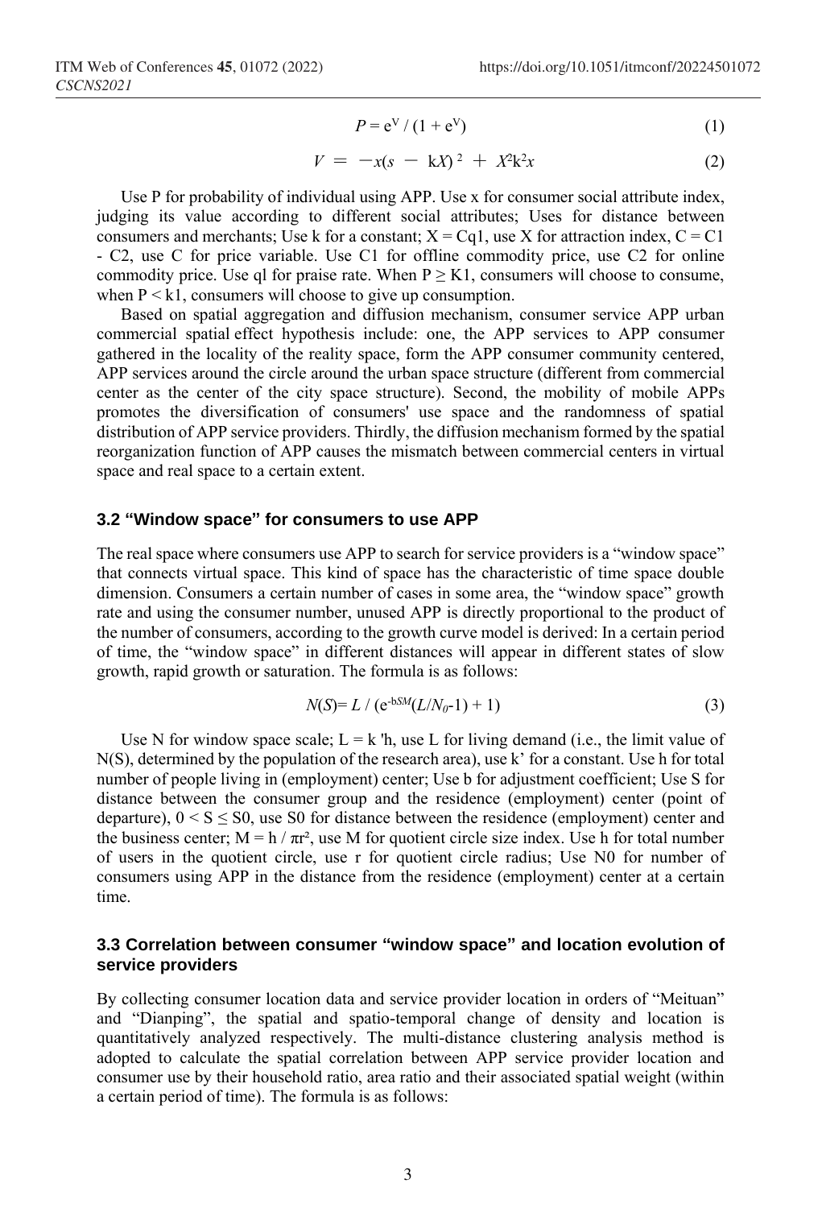$$P = e^V / (1 + e^V) \tag{1}$$

$$V = -x(s - kX)^2 + X^2k^2x \tag{2}$$

Use P for probability of individual using APP. Use x for consumer social attribute index, judging its value according to different social attributes; Uses for distance between consumers and merchants; Use k for a constant; $X = Cq1$, use X for attraction index, $C = C1 - C2$, use C for price variable. Use C1 for offline commodity price, use C2 for online commodity price. Use ql for praise rate. When $P \geq K1$, consumers will choose to consume, when $P < k1$, consumers will choose to give up consumption.

Based on spatial aggregation and diffusion mechanism, consumer service APP urban commercial spatial effect hypothesis include: one, the APP services to APP consumer gathered in the locality of the reality space, form the APP consumer community centered, APP services around the circle around the urban space structure (different from commercial center as the center of the city space structure). Second, the mobility of mobile APPs promotes the diversification of consumers' use space and the randomness of spatial distribution of APP service providers. Thirdly, the diffusion mechanism formed by the spatial reorganization function of APP causes the mismatch between commercial centers in virtual space and real space to a certain extent.

### 3.2 "Window space" for consumers to use APP

The real space where consumers use APP to search for service providers is a "window space" that connects virtual space. This kind of space has the characteristic of time space double dimension. Consumers a certain number of cases in some area, the "window space" growth rate and using the consumer number, unused APP is directly proportional to the product of the number of consumers, according to the growth curve model is derived: In a certain period of time, the "window space" in different distances will appear in different states of slow growth, rapid growth or saturation. The formula is as follows:

$$N(S) = L / (e^{-bSM}(L/N_0 - 1) + 1) \tag{3}$$

Use N for window space scale; $L = k'h$, use L for living demand (i.e., the limit value of N(S), determined by the population of the research area), use k' for a constant. Use h for total number of people living in (employment) center; Use b for adjustment coefficient; Use S for distance between the consumer group and the residence (employment) center (point of departure), $0 < S \leq S0$, use S0 for distance between the residence (employment) center and the business center; $M = h / \pi r^2$, use M for quotient circle size index. Use h for total number of users in the quotient circle, use r for quotient circle radius; Use N0 for number of consumers using APP in the distance from the residence (employment) center at a certain time.

### 3.3 Correlation between consumer "window space" and location evolution of service providers

By collecting consumer location data and service provider location in orders of "Meituan" and "Dianping", the spatial and spatio-temporal change of density and location is quantitatively analyzed respectively. The multi-distance clustering analysis method is adopted to calculate the spatial correlation between APP service provider location and consumer use by their household ratio, area ratio and their associated spatial weight (within a certain period of time). The formula is as follows: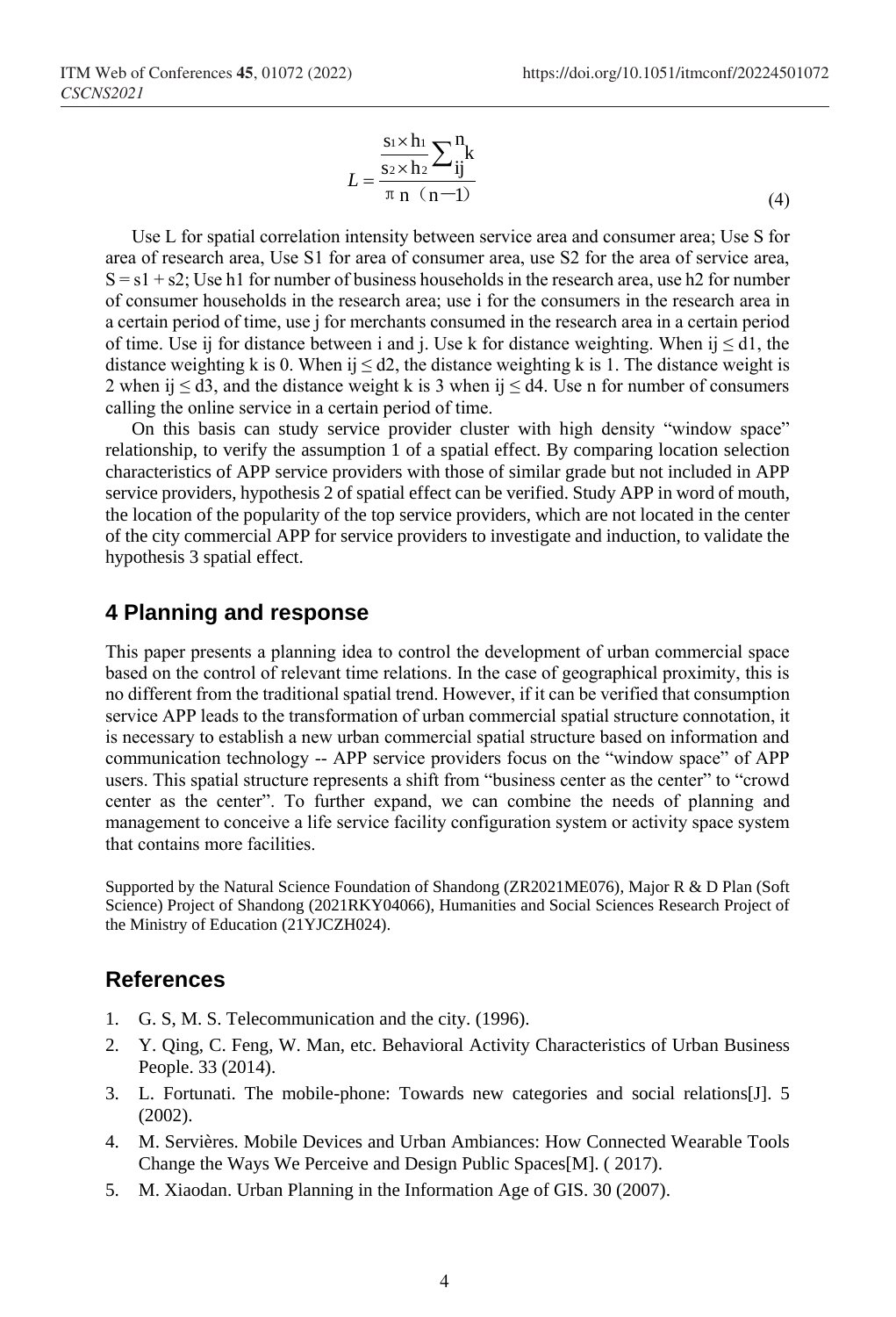$$L = \frac{\frac{s_1 \times h_1}{s_2 \times h_2} \sum_{ij}^{n} k}{\pi n (n-1)} \tag{4}$$

Use L for spatial correlation intensity between service area and consumer area; Use S for area of research area, Use S1 for area of consumer area, use S2 for the area of service area, $S = s1 + s2$; Use h1 for number of business households in the research area, use h2 for number of consumer households in the research area; use i for the consumers in the research area in a certain period of time, use j for merchants consumed in the research area in a certain period of time. Use ij for distance between i and j. Use k for distance weighting. When $ij \leq d1$, the distance weighting k is 0. When $ij \leq d2$, the distance weighting k is 1. The distance weight is 2 when $ij \leq d3$, and the distance weight k is 3 when $ij \leq d4$. Use n for number of consumers calling the online service in a certain period of time.

On this basis can study service provider cluster with high density "window space" relationship, to verify the assumption 1 of a spatial effect. By comparing location selection characteristics of APP service providers with those of similar grade but not included in APP service providers, hypothesis 2 of spatial effect can be verified. Study APP in word of mouth, the location of the popularity of the top service providers, which are not located in the center of the city commercial APP for service providers to investigate and induction, to validate the hypothesis 3 spatial effect.

## 4 Planning and response

This paper presents a planning idea to control the development of urban commercial space based on the control of relevant time relations. In the case of geographical proximity, this is no different from the traditional spatial trend. However, if it can be verified that consumption service APP leads to the transformation of urban commercial spatial structure connotation, it is necessary to establish a new urban commercial spatial structure based on information and communication technology -- APP service providers focus on the "window space" of APP users. This spatial structure represents a shift from "business center as the center" to "crowd center as the center". To further expand, we can combine the needs of planning and management to conceive a life service facility configuration system or activity space system that contains more facilities.

Supported by the Natural Science Foundation of Shandong (ZR2021ME076), Major R & D Plan (Soft Science) Project of Shandong (2021RKY04066), Humanities and Social Sciences Research Project of the Ministry of Education (21YJCZH024).

## References

1. G. S, M. S. Telecommunication and the city. (1996).
2. Y. Qing, C. Feng, W. Man, etc. Behavioral Activity Characteristics of Urban Business People. 33 (2014).
3. L. Fortunati. The mobile-phone: Towards new categories and social relations[J]. 5 (2002).
4. M. Servières. Mobile Devices and Urban Ambiances: How Connected Wearable Tools Change the Ways We Perceive and Design Public Spaces[M]. ( 2017).
5. M. Xiaodan. Urban Planning in the Information Age of GIS. 30 (2007).